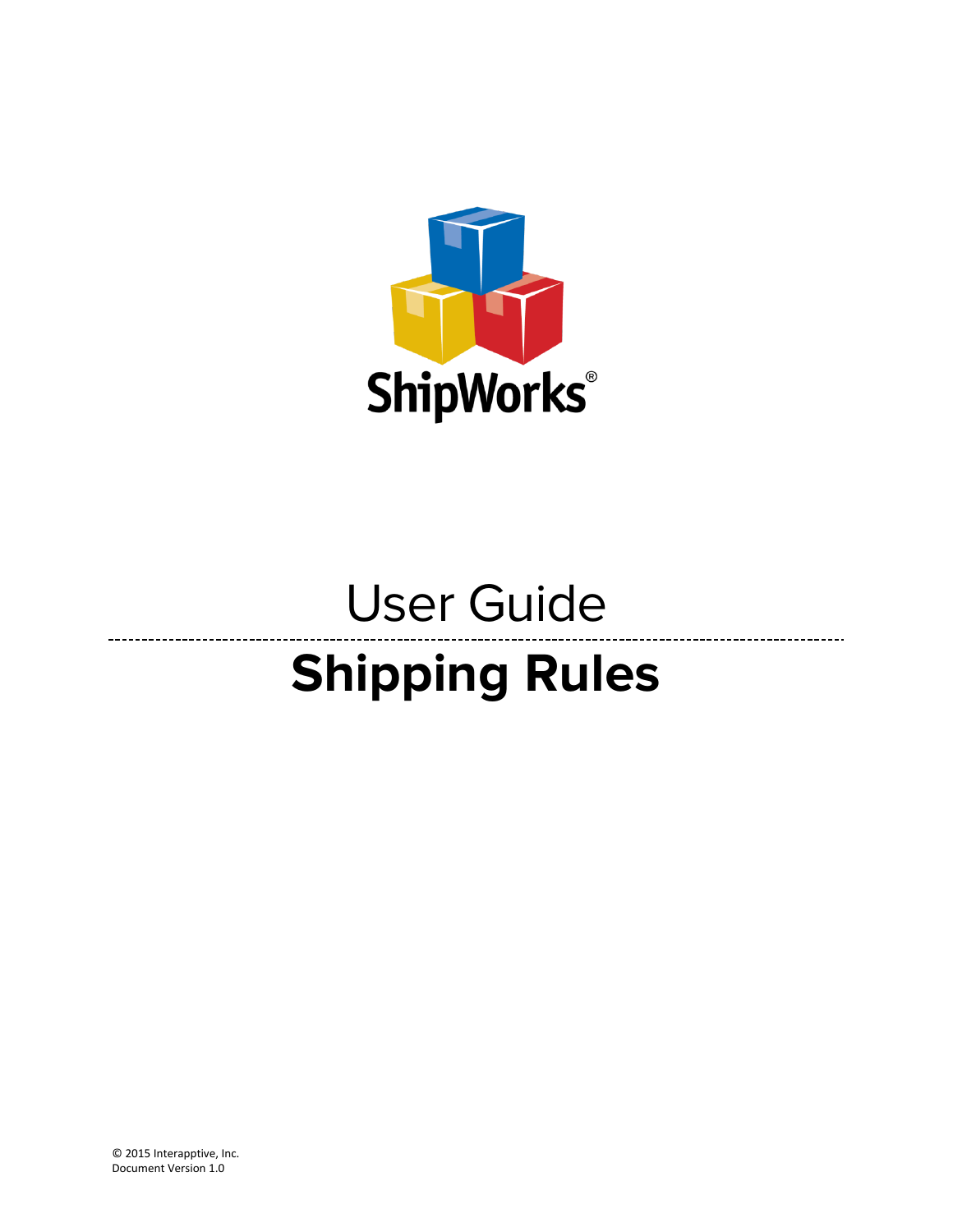ShipWorks®

# User Guide

# Shipping Rules

© 2015 Interapptive, Inc.
Document Version 1.0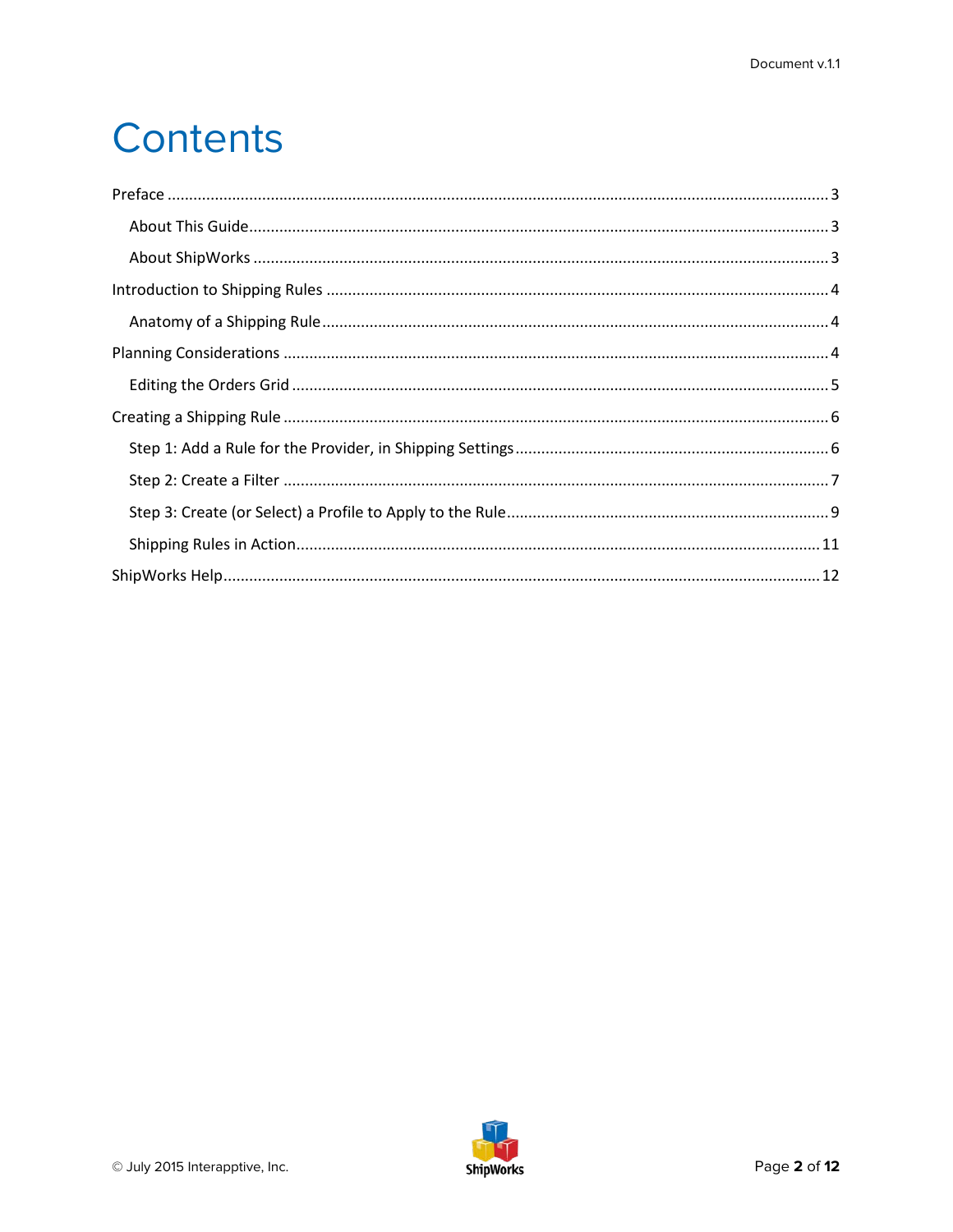# Contents

- Preface ..... 3
  - About This Guide ..... 3
  - About ShipWorks ..... 3
- Introduction to Shipping Rules ..... 4
  - Anatomy of a Shipping Rule ..... 4
- Planning Considerations ..... 4
  - Editing the Orders Grid ..... 5
- Creating a Shipping Rule ..... 6
  - Step 1: Add a Rule for the Provider, in Shipping Settings ..... 6
  - Step 2: Create a Filter ..... 7
  - Step 3: Create (or Select) a Profile to Apply to the Rule ..... 9
  - Shipping Rules in Action ..... 11
- ShipWorks Help ..... 12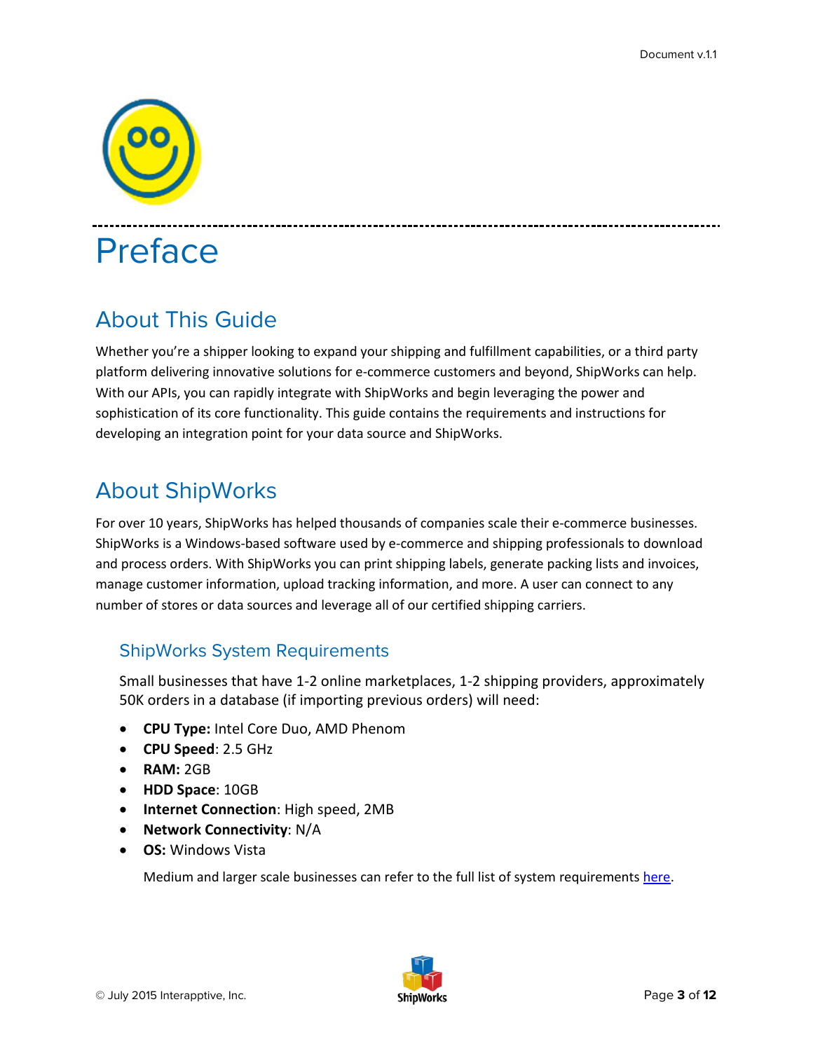# Preface

## About This Guide

Whether you're a shipper looking to expand your shipping and fulfillment capabilities, or a third party platform delivering innovative solutions for e-commerce customers and beyond, ShipWorks can help. With our APIs, you can rapidly integrate with ShipWorks and begin leveraging the power and sophistication of its core functionality. This guide contains the requirements and instructions for developing an integration point for your data source and ShipWorks.

## About ShipWorks

For over 10 years, ShipWorks has helped thousands of companies scale their e-commerce businesses. ShipWorks is a Windows-based software used by e-commerce and shipping professionals to download and process orders. With ShipWorks you can print shipping labels, generate packing lists and invoices, manage customer information, upload tracking information, and more. A user can connect to any number of stores or data sources and leverage all of our certified shipping carriers.

### ShipWorks System Requirements

Small businesses that have 1-2 online marketplaces, 1-2 shipping providers, approximately 50K orders in a database (if importing previous orders) will need:

- **CPU Type:** Intel Core Duo, AMD Phenom
- **CPU Speed**: 2.5 GHz
- **RAM:** 2GB
- **HDD Space**: 10GB
- **Internet Connection**: High speed, 2MB
- **Network Connectivity**: N/A
- **OS:** Windows Vista

Medium and larger scale businesses can refer to the full list of system requirements here.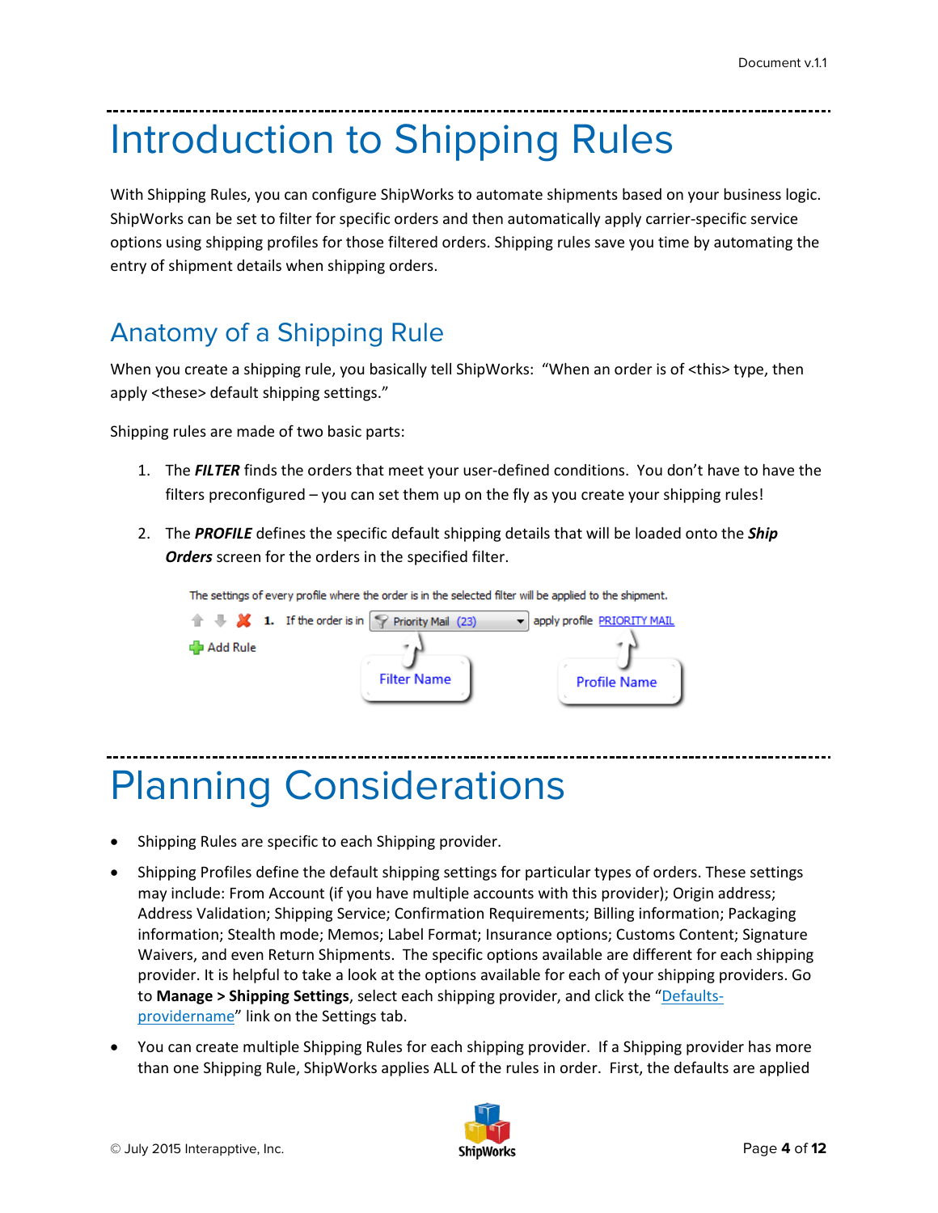# Introduction to Shipping Rules

With Shipping Rules, you can configure ShipWorks to automate shipments based on your business logic. ShipWorks can be set to filter for specific orders and then automatically apply carrier-specific service options using shipping profiles for those filtered orders. Shipping rules save you time by automating the entry of shipment details when shipping orders.

## Anatomy of a Shipping Rule

When you create a shipping rule, you basically tell ShipWorks: "When an order is of <this> type, then apply <these> default shipping settings."

Shipping rules are made of two basic parts:

1. The ***FILTER*** finds the orders that meet your user-defined conditions. You don't have to have the filters preconfigured – you can set them up on the fly as you create your shipping rules!

2. The ***PROFILE*** defines the specific default shipping details that will be loaded onto the ***Ship Orders*** screen for the orders in the specified filter.

The settings of every profile where the order is in the selected filter will be applied to the shipment.

1. If the order is in Priority Mail (23) apply profile PRIORITY MAIL

Add Rule

Filter Name

Profile Name

# Planning Considerations

- Shipping Rules are specific to each Shipping provider.
- Shipping Profiles define the default shipping settings for particular types of orders. These settings may include: From Account (if you have multiple accounts with this provider); Origin address; Address Validation; Shipping Service; Confirmation Requirements; Billing information; Packaging information; Stealth mode; Memos; Label Format; Insurance options; Customs Content; Signature Waivers, and even Return Shipments. The specific options available are different for each shipping provider. It is helpful to take a look at the options available for each of your shipping providers. Go to **Manage > Shipping Settings**, select each shipping provider, and click the "Defaults-providername" link on the Settings tab.
- You can create multiple Shipping Rules for each shipping provider. If a Shipping provider has more than one Shipping Rule, ShipWorks applies ALL of the rules in order. First, the defaults are applied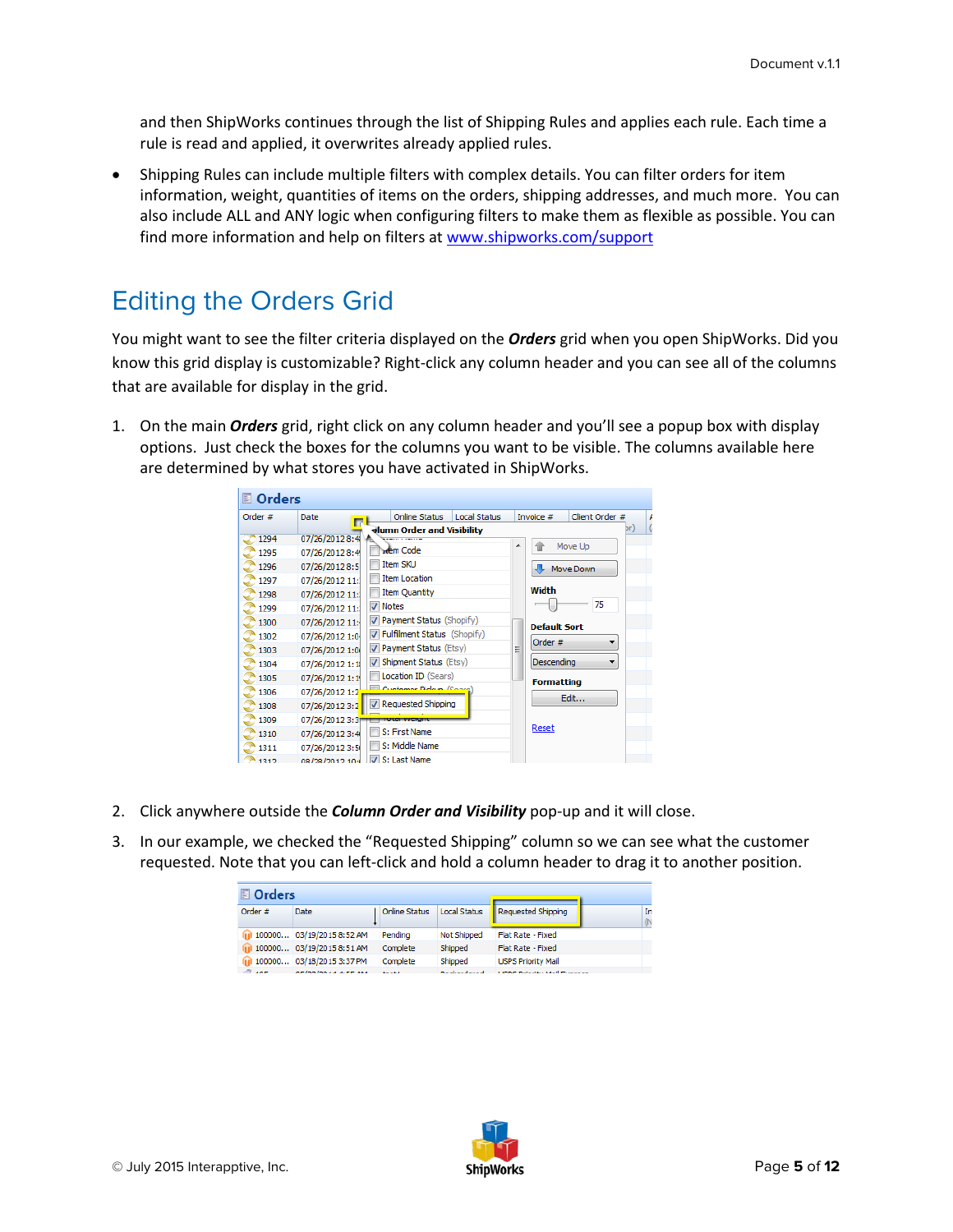and then ShipWorks continues through the list of Shipping Rules and applies each rule. Each time a rule is read and applied, it overwrites already applied rules.

- Shipping Rules can include multiple filters with complex details. You can filter orders for item information, weight, quantities of items on the orders, shipping addresses, and much more. You can also include ALL and ANY logic when configuring filters to make them as flexible as possible. You can find more information and help on filters at [www.shipworks.com/support](http://www.shipworks.com/support)

## Editing the Orders Grid

You might want to see the filter criteria displayed on the ***Orders*** grid when you open ShipWorks. Did you know this grid display is customizable? Right-click any column header and you can see all of the columns that are available for display in the grid.

1. On the main ***Orders*** grid, right click on any column header and you'll see a popup box with display options. Just check the boxes for the columns you want to be visible. The columns available here are determined by what stores you have activated in ShipWorks.

2. Click anywhere outside the ***Column Order and Visibility*** pop-up and it will close.

3. In our example, we checked the "Requested Shipping" column so we can see what the customer requested. Note that you can left-click and hold a column header to drag it to another position.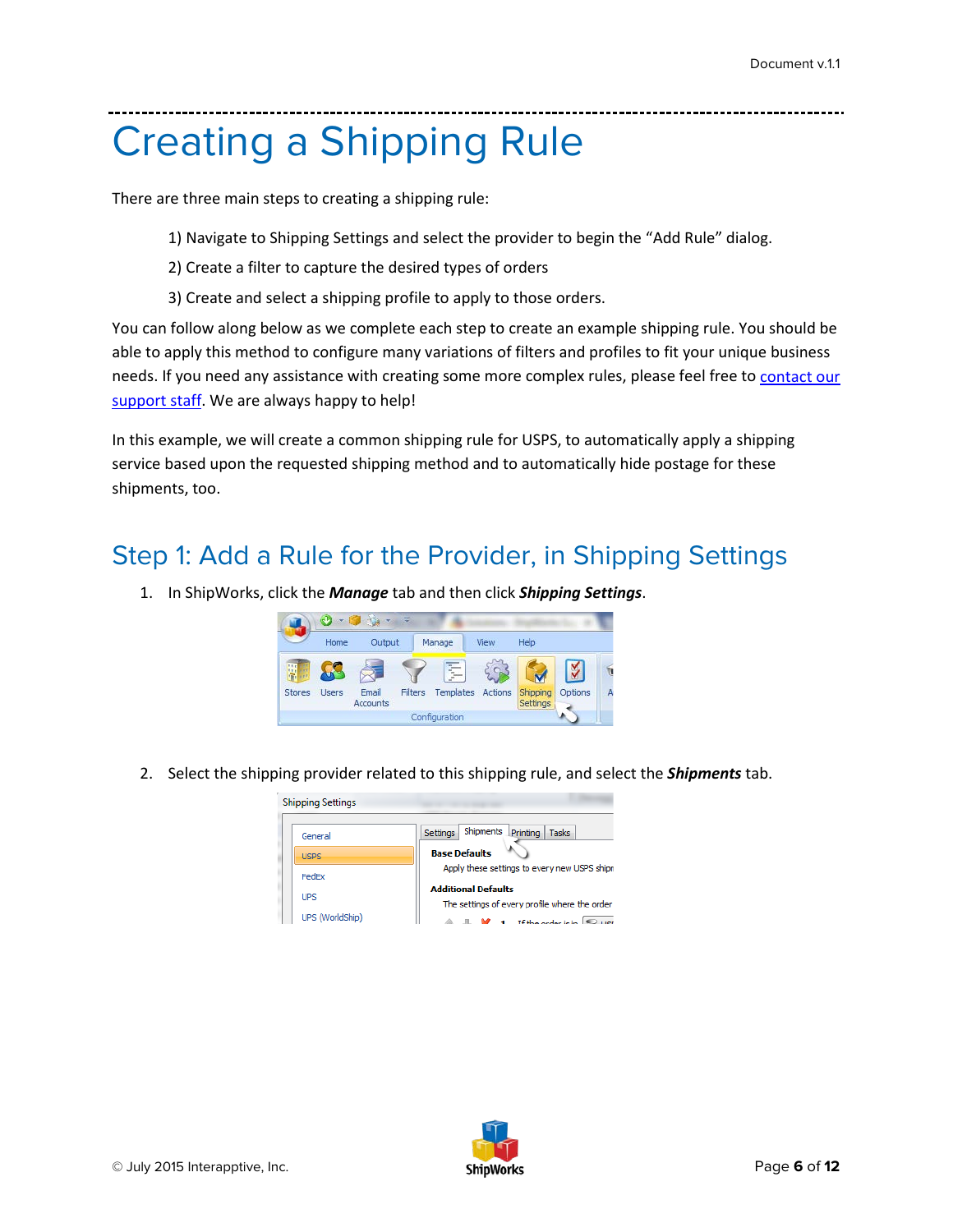# Creating a Shipping Rule

There are three main steps to creating a shipping rule:

1) Navigate to Shipping Settings and select the provider to begin the "Add Rule" dialog.
2) Create a filter to capture the desired types of orders
3) Create and select a shipping profile to apply to those orders.

You can follow along below as we complete each step to create an example shipping rule. You should be able to apply this method to configure many variations of filters and profiles to fit your unique business needs. If you need any assistance with creating some more complex rules, please feel free to contact our support staff. We are always happy to help!

In this example, we will create a common shipping rule for USPS, to automatically apply a shipping service based upon the requested shipping method and to automatically hide postage for these shipments, too.

## Step 1: Add a Rule for the Provider, in Shipping Settings

1. In ShipWorks, click the ***Manage*** tab and then click ***Shipping Settings***.

2. Select the shipping provider related to this shipping rule, and select the ***Shipments*** tab.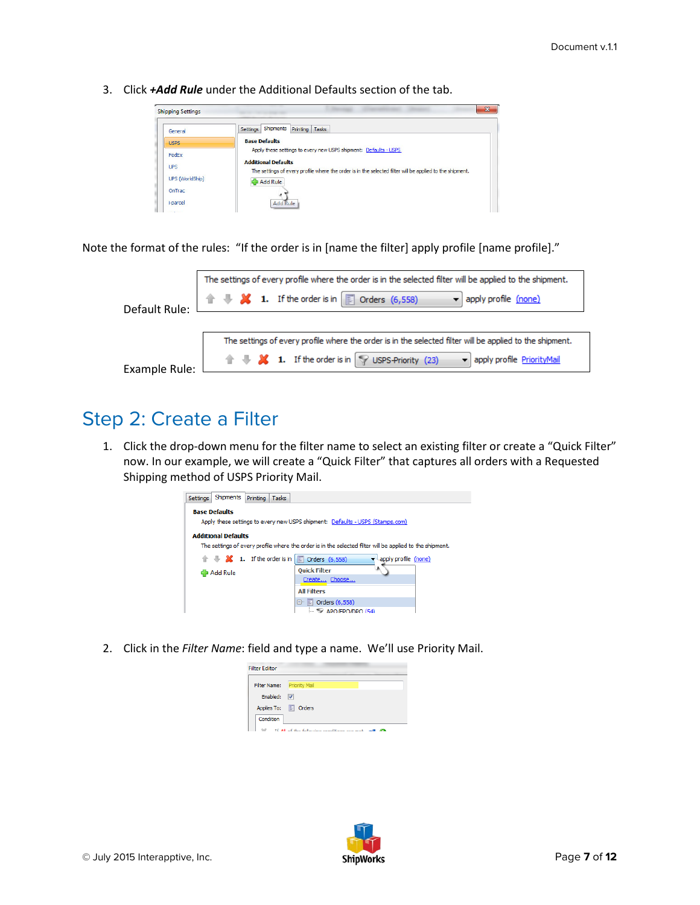3. Click ***+Add Rule*** under the Additional Defaults section of the tab.

Note the format of the rules: "If the order is in [name the filter] apply profile [name profile]."

Default Rule:

Example Rule:

## Step 2: Create a Filter

1. Click the drop-down menu for the filter name to select an existing filter or create a "Quick Filter" now. In our example, we will create a "Quick Filter" that captures all orders with a Requested Shipping method of USPS Priority Mail.

2. Click in the *Filter Name*: field and type a name. We'll use Priority Mail.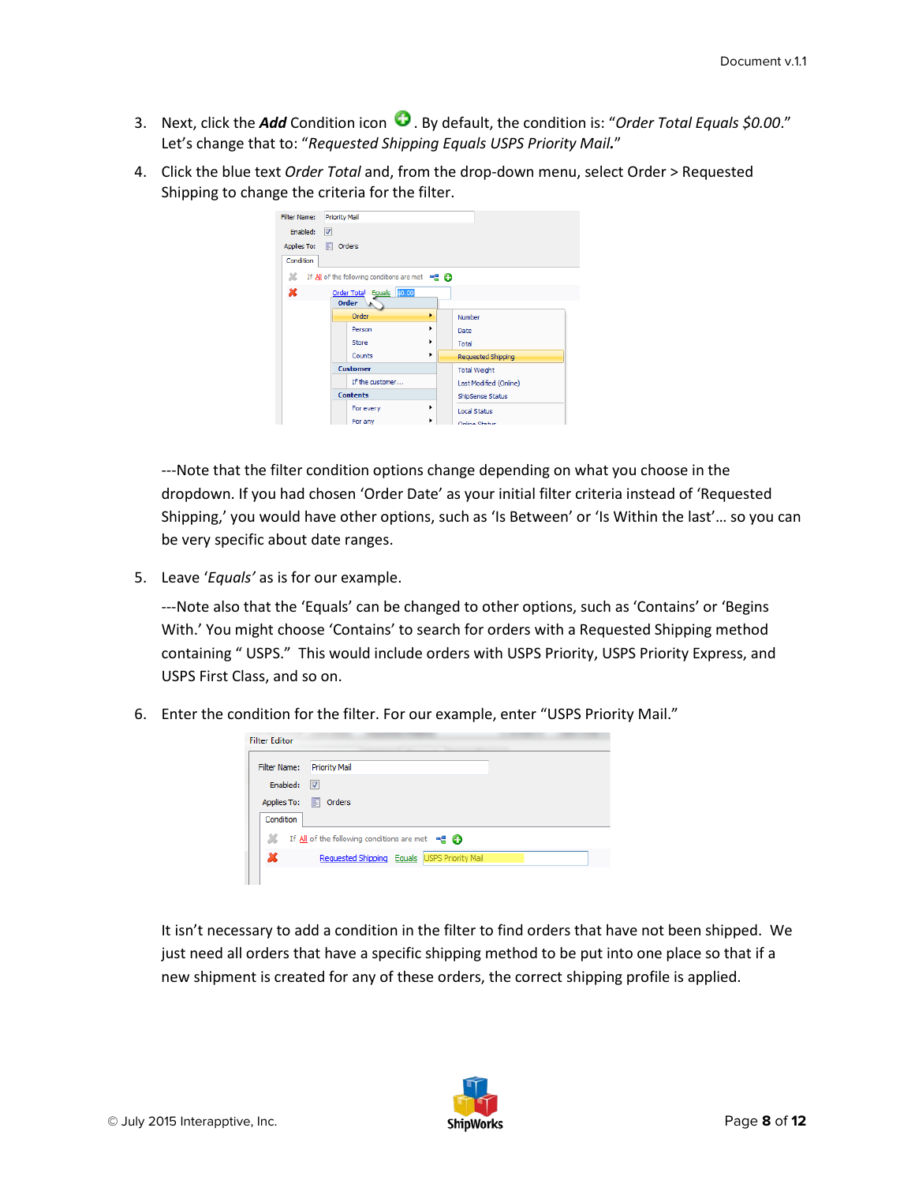3. Next, click the ***Add*** Condition icon . By default, the condition is: “*Order Total Equals $0.00*.” Let’s change that to: “*Requested Shipping Equals USPS Priority Mail.*”

4. Click the blue text *Order Total* and, from the drop-down menu, select Order > Requested Shipping to change the criteria for the filter.

   ---Note that the filter condition options change depending on what you choose in the dropdown. If you had chosen ‘Order Date’ as your initial filter criteria instead of ‘Requested Shipping,’ you would have other options, such as ‘Is Between’ or ‘Is Within the last’… so you can be very specific about date ranges.

5. Leave ‘*Equals’* as is for our example.

   ---Note also that the ‘Equals’ can be changed to other options, such as ‘Contains’ or ‘Begins With.’ You might choose ‘Contains’ to search for orders with a Requested Shipping method containing “ USPS.” This would include orders with USPS Priority, USPS Priority Express, and USPS First Class, and so on.

6. Enter the condition for the filter. For our example, enter “USPS Priority Mail.”

   It isn’t necessary to add a condition in the filter to find orders that have not been shipped. We just need all orders that have a specific shipping method to be put into one place so that if a new shipment is created for any of these orders, the correct shipping profile is applied.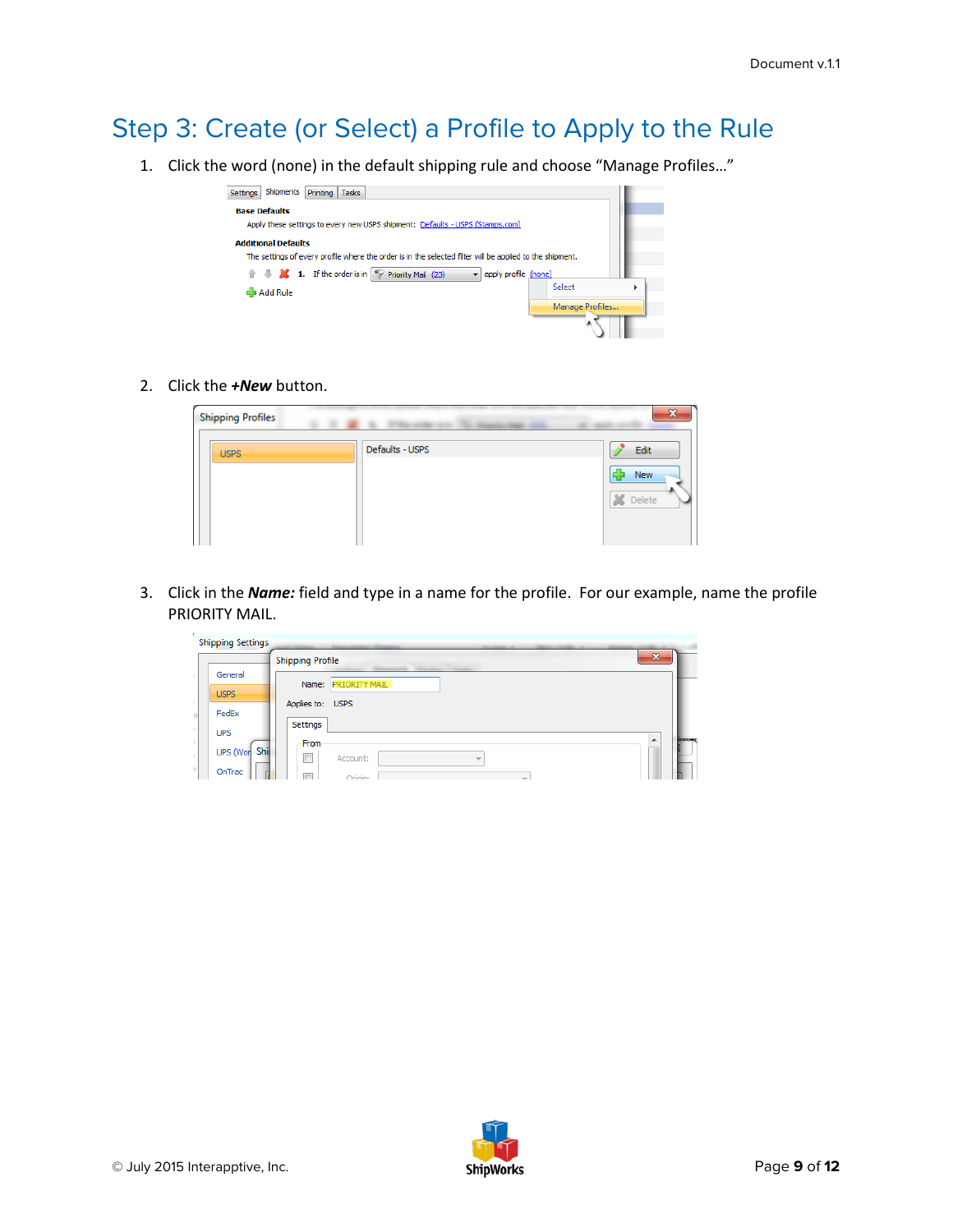# Step 3: Create (or Select) a Profile to Apply to the Rule

1. Click the word (none) in the default shipping rule and choose “Manage Profiles…”

2. Click the ***+New*** button.

3. Click in the ***Name:*** field and type in a name for the profile. For our example, name the profile PRIORITY MAIL.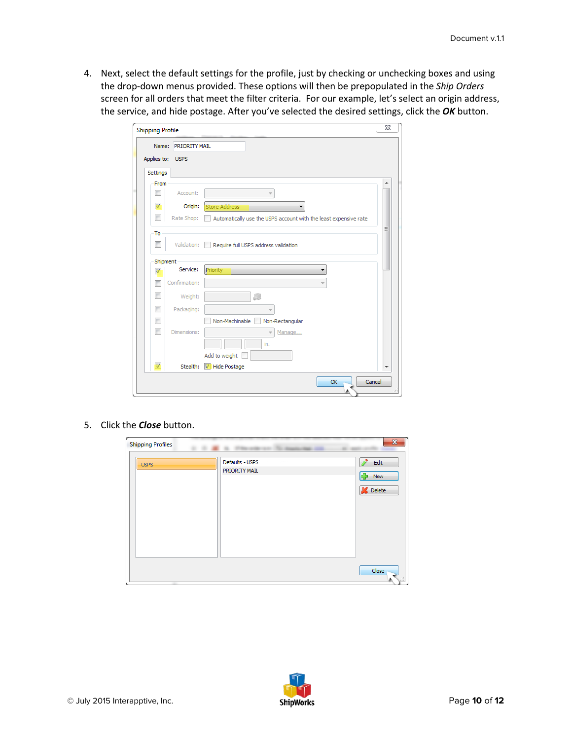4. Next, select the default settings for the profile, just by checking or unchecking boxes and using the drop-down menus provided. These options will then be prepopulated in the *Ship Orders* screen for all orders that meet the filter criteria. For our example, let's select an origin address, the service, and hide postage. After you've selected the desired settings, click the ***OK*** button.

5. Click the ***Close*** button.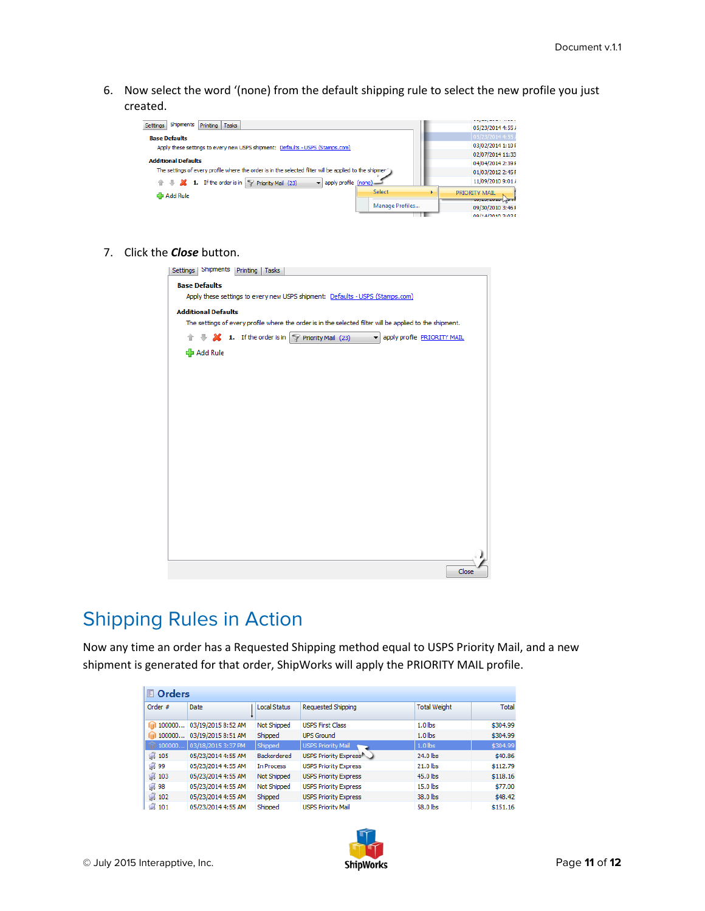6. Now select the word '(none) from the default shipping rule to select the new profile you just created.

7. Click the ***Close*** button.

# Shipping Rules in Action

Now any time an order has a Requested Shipping method equal to USPS Priority Mail, and a new shipment is generated for that order, ShipWorks will apply the PRIORITY MAIL profile.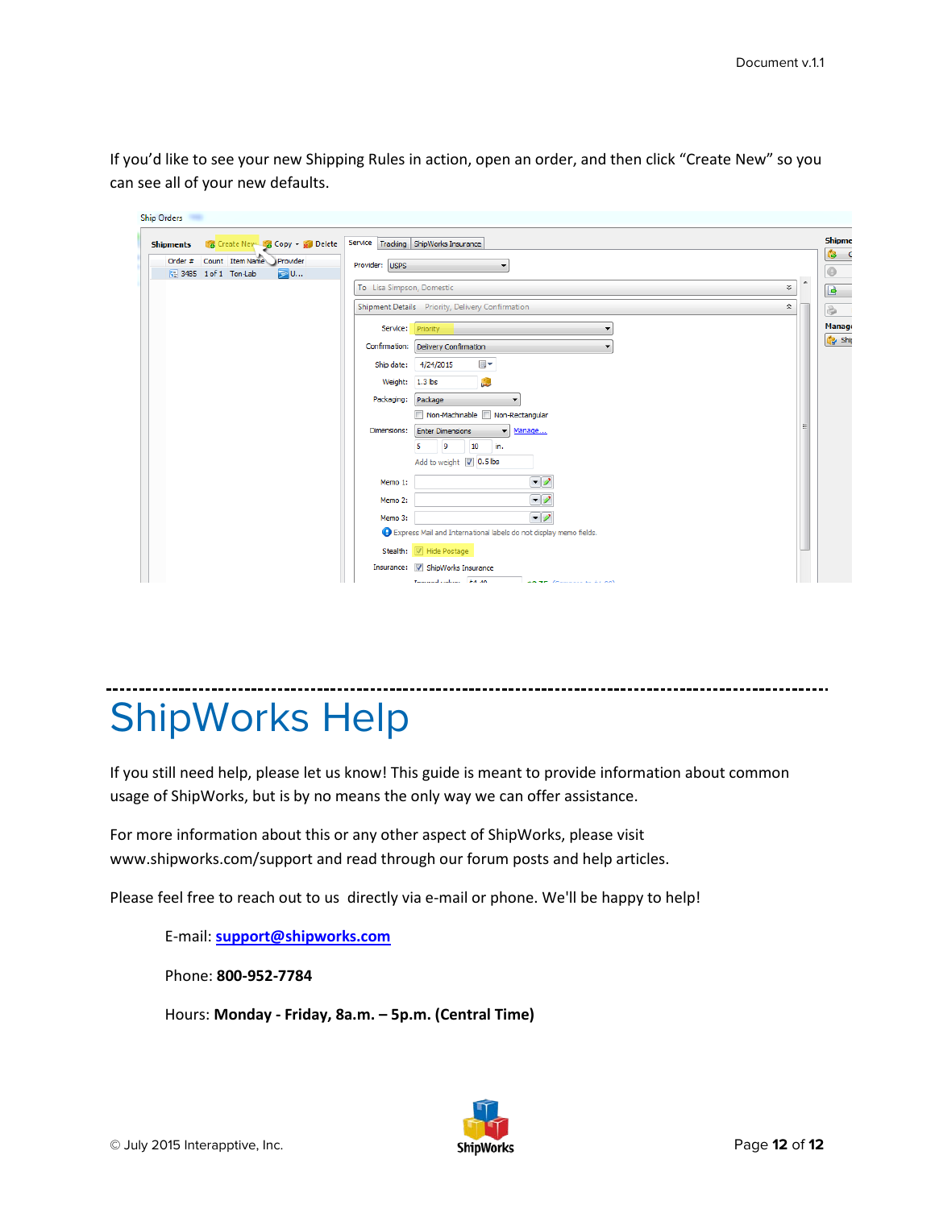If you'd like to see your new Shipping Rules in action, open an order, and then click "Create New" so you can see all of your new defaults.

# ShipWorks Help

If you still need help, please let us know! This guide is meant to provide information about common usage of ShipWorks, but is by no means the only way we can offer assistance.

For more information about this or any other aspect of ShipWorks, please visit www.shipworks.com/support and read through our forum posts and help articles.

Please feel free to reach out to us directly via e-mail or phone. We'll be happy to help!

E-mail: support@shipworks.com

Phone: **800-952-7784**

Hours: **Monday - Friday, 8a.m. – 5p.m. (Central Time)**

© July 2015 Interapptive, Inc.